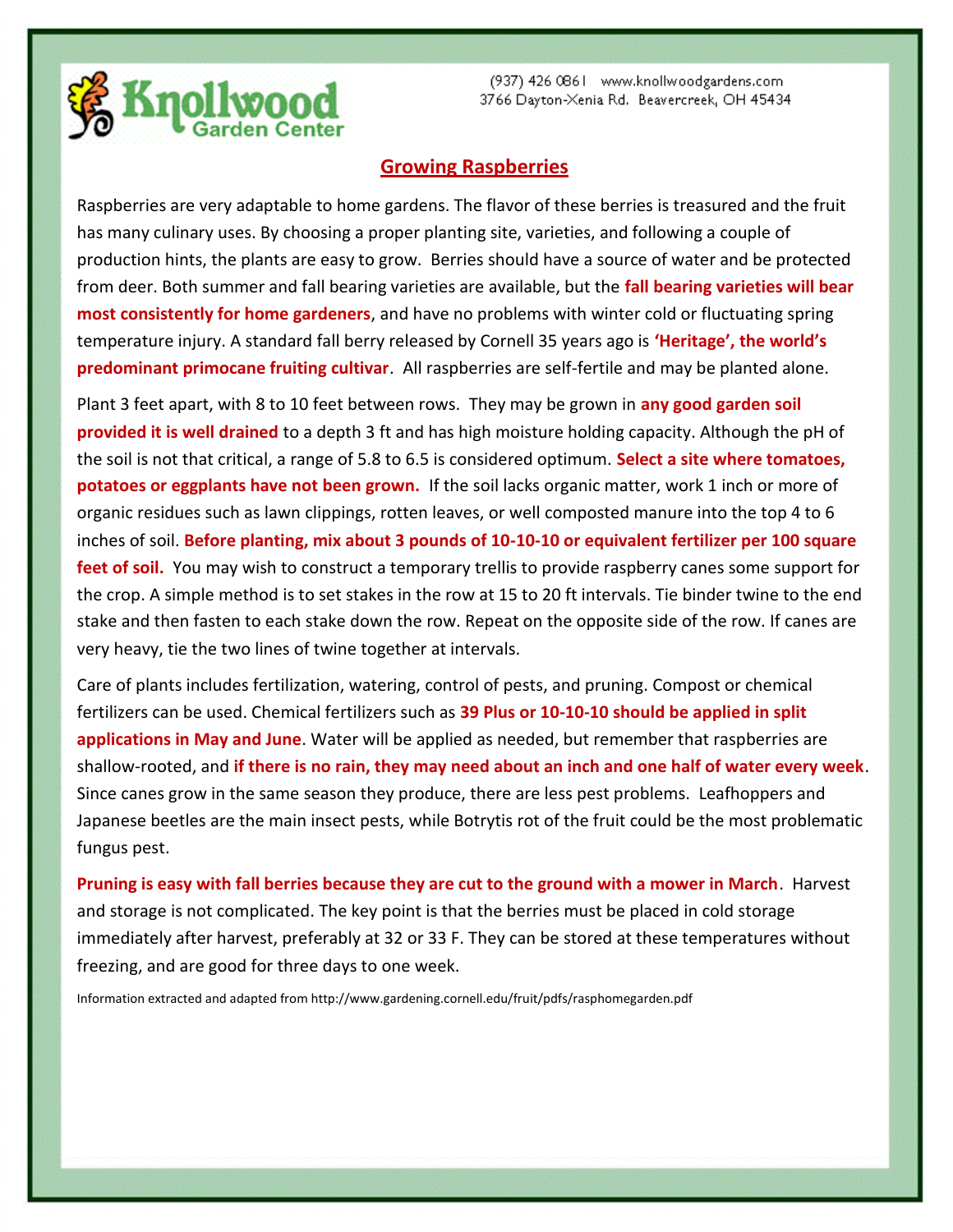Knollwood Garden Center

(937) 426 0861 www.knollwoodgardens.com
3766 Dayton-Xenia Rd. Beavercreek, OH 45434

# Growing Raspberries

Raspberries are very adaptable to home gardens. The flavor of these berries is treasured and the fruit has many culinary uses. By choosing a proper planting site, varieties, and following a couple of production hints, the plants are easy to grow. Berries should have a source of water and be protected from deer. Both summer and fall bearing varieties are available, but the **fall bearing varieties will bear most consistently for home gardeners**, and have no problems with winter cold or fluctuating spring temperature injury. A standard fall berry released by Cornell 35 years ago is **'Heritage', the world's predominant primocane fruiting cultivar**. All raspberries are self-fertile and may be planted alone.

Plant 3 feet apart, with 8 to 10 feet between rows. They may be grown in **any good garden soil provided it is well drained** to a depth 3 ft and has high moisture holding capacity. Although the pH of the soil is not that critical, a range of 5.8 to 6.5 is considered optimum. **Select a site where tomatoes, potatoes or eggplants have not been grown.** If the soil lacks organic matter, work 1 inch or more of organic residues such as lawn clippings, rotten leaves, or well composted manure into the top 4 to 6 inches of soil. **Before planting, mix about 3 pounds of 10-10-10 or equivalent fertilizer per 100 square feet of soil.** You may wish to construct a temporary trellis to provide raspberry canes some support for the crop. A simple method is to set stakes in the row at 15 to 20 ft intervals. Tie binder twine to the end stake and then fasten to each stake down the row. Repeat on the opposite side of the row. If canes are very heavy, tie the two lines of twine together at intervals.

Care of plants includes fertilization, watering, control of pests, and pruning. Compost or chemical fertilizers can be used. Chemical fertilizers such as **39 Plus or 10-10-10 should be applied in split applications in May and June**. Water will be applied as needed, but remember that raspberries are shallow-rooted, and **if there is no rain, they may need about an inch and one half of water every week**. Since canes grow in the same season they produce, there are less pest problems. Leafhoppers and Japanese beetles are the main insect pests, while Botrytis rot of the fruit could be the most problematic fungus pest.

**Pruning is easy with fall berries because they are cut to the ground with a mower in March**. Harvest and storage is not complicated. The key point is that the berries must be placed in cold storage immediately after harvest, preferably at 32 or 33 F. They can be stored at these temperatures without freezing, and are good for three days to one week.

Information extracted and adapted from http://www.gardening.cornell.edu/fruit/pdfs/rasphomegarden.pdf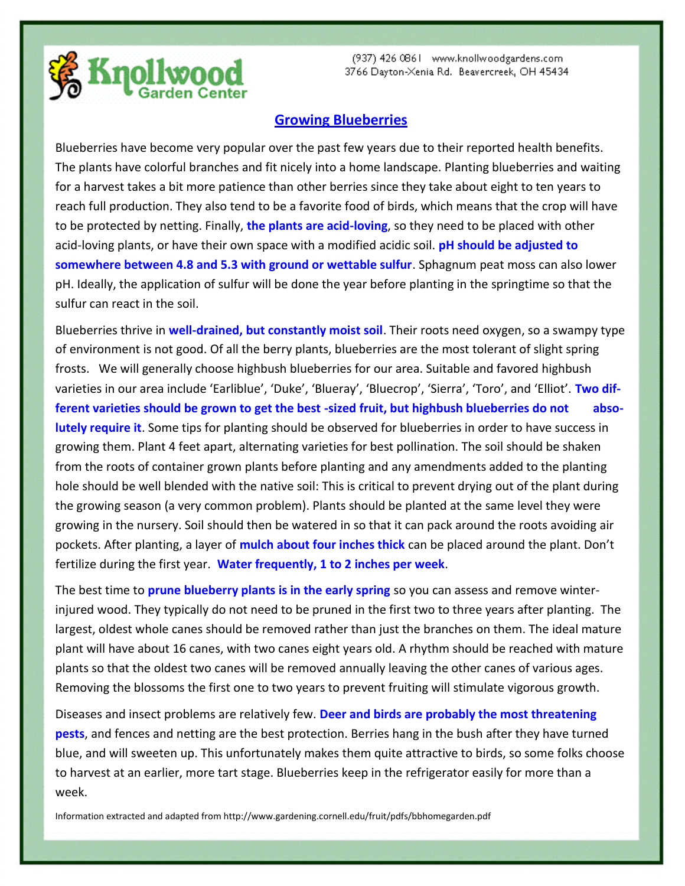Knollwood Garden Center

(937) 426 0861 www.knollwoodgardens.com
3766 Dayton-Xenia Rd. Beavercreek, OH 45434

# Growing Blueberries

Blueberries have become very popular over the past few years due to their reported health benefits. The plants have colorful branches and fit nicely into a home landscape. Planting blueberries and waiting for a harvest takes a bit more patience than other berries since they take about eight to ten years to reach full production. They also tend to be a favorite food of birds, which means that the crop will have to be protected by netting. Finally, **the plants are acid-loving**, so they need to be placed with other acid-loving plants, or have their own space with a modified acidic soil. **pH should be adjusted to somewhere between 4.8 and 5.3 with ground or wettable sulfur**. Sphagnum peat moss can also lower pH. Ideally, the application of sulfur will be done the year before planting in the springtime so that the sulfur can react in the soil.

Blueberries thrive in **well-drained, but constantly moist soil**. Their roots need oxygen, so a swampy type of environment is not good. Of all the berry plants, blueberries are the most tolerant of slight spring frosts. We will generally choose highbush blueberries for our area. Suitable and favored highbush varieties in our area include 'Earliblue', 'Duke', 'Blueray', 'Bluecrop', 'Sierra', 'Toro', and 'Elliot'. **Two different varieties should be grown to get the best -sized fruit, but highbush blueberries do not absolutely require it**. Some tips for planting should be observed for blueberries in order to have success in growing them. Plant 4 feet apart, alternating varieties for best pollination. The soil should be shaken from the roots of container grown plants before planting and any amendments added to the planting hole should be well blended with the native soil: This is critical to prevent drying out of the plant during the growing season (a very common problem). Plants should be planted at the same level they were growing in the nursery. Soil should then be watered in so that it can pack around the roots avoiding air pockets. After planting, a layer of **mulch about four inches thick** can be placed around the plant. Don't fertilize during the first year. **Water frequently, 1 to 2 inches per week**.

The best time to **prune blueberry plants is in the early spring** so you can assess and remove winter-injured wood. They typically do not need to be pruned in the first two to three years after planting. The largest, oldest whole canes should be removed rather than just the branches on them. The ideal mature plant will have about 16 canes, with two canes eight years old. A rhythm should be reached with mature plants so that the oldest two canes will be removed annually leaving the other canes of various ages. Removing the blossoms the first one to two years to prevent fruiting will stimulate vigorous growth.

Diseases and insect problems are relatively few. **Deer and birds are probably the most threatening pests**, and fences and netting are the best protection. Berries hang in the bush after they have turned blue, and will sweeten up. This unfortunately makes them quite attractive to birds, so some folks choose to harvest at an earlier, more tart stage. Blueberries keep in the refrigerator easily for more than a week.

Information extracted and adapted from http://www.gardening.cornell.edu/fruit/pdfs/bbhomegarden.pdf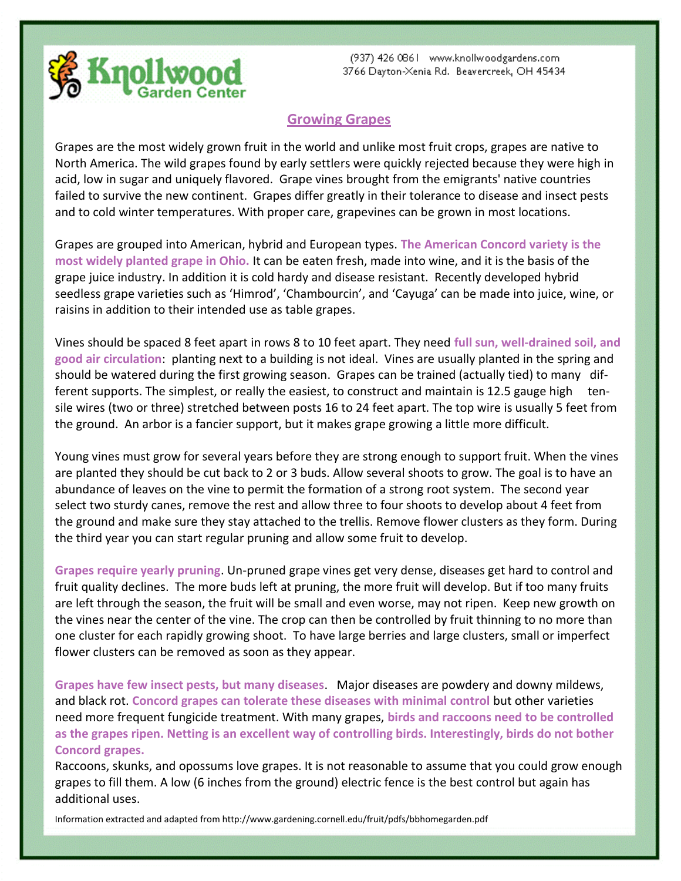# Knollwood Garden Center

(937) 426 0861 www.knollwoodgardens.com
3766 Dayton-Xenia Rd. Beavercreek, OH 45434

## Growing Grapes

Grapes are the most widely grown fruit in the world and unlike most fruit crops, grapes are native to North America. The wild grapes found by early settlers were quickly rejected because they were high in acid, low in sugar and uniquely flavored. Grape vines brought from the emigrants' native countries failed to survive the new continent. Grapes differ greatly in their tolerance to disease and insect pests and to cold winter temperatures. With proper care, grapevines can be grown in most locations.

Grapes are grouped into American, hybrid and European types. **The American Concord variety is the most widely planted grape in Ohio.** It can be eaten fresh, made into wine, and it is the basis of the grape juice industry. In addition it is cold hardy and disease resistant. Recently developed hybrid seedless grape varieties such as 'Himrod', 'Chambourcin', and 'Cayuga' can be made into juice, wine, or raisins in addition to their intended use as table grapes.

Vines should be spaced 8 feet apart in rows 8 to 10 feet apart. They need **full sun, well-drained soil, and good air circulation**: planting next to a building is not ideal. Vines are usually planted in the spring and should be watered during the first growing season. Grapes can be trained (actually tied) to many different supports. The simplest, or really the easiest, to construct and maintain is 12.5 gauge high tensile wires (two or three) stretched between posts 16 to 24 feet apart. The top wire is usually 5 feet from the ground. An arbor is a fancier support, but it makes grape growing a little more difficult.

Young vines must grow for several years before they are strong enough to support fruit. When the vines are planted they should be cut back to 2 or 3 buds. Allow several shoots to grow. The goal is to have an abundance of leaves on the vine to permit the formation of a strong root system. The second year select two sturdy canes, remove the rest and allow three to four shoots to develop about 4 feet from the ground and make sure they stay attached to the trellis. Remove flower clusters as they form. During the third year you can start regular pruning and allow some fruit to develop.

**Grapes require yearly pruning**. Un-pruned grape vines get very dense, diseases get hard to control and fruit quality declines. The more buds left at pruning, the more fruit will develop. But if too many fruits are left through the season, the fruit will be small and even worse, may not ripen. Keep new growth on the vines near the center of the vine. The crop can then be controlled by fruit thinning to no more than one cluster for each rapidly growing shoot. To have large berries and large clusters, small or imperfect flower clusters can be removed as soon as they appear.

**Grapes have few insect pests, but many diseases**. Major diseases are powdery and downy mildews, and black rot. **Concord grapes can tolerate these diseases with minimal control** but other varieties need more frequent fungicide treatment. With many grapes, **birds and raccoons need to be controlled as the grapes ripen. Netting is an excellent way of controlling birds. Interestingly, birds do not bother Concord grapes.**

Raccoons, skunks, and opossums love grapes. It is not reasonable to assume that you could grow enough grapes to fill them. A low (6 inches from the ground) electric fence is the best control but again has additional uses.

Information extracted and adapted from http://www.gardening.cornell.edu/fruit/pdfs/bbhomegarden.pdf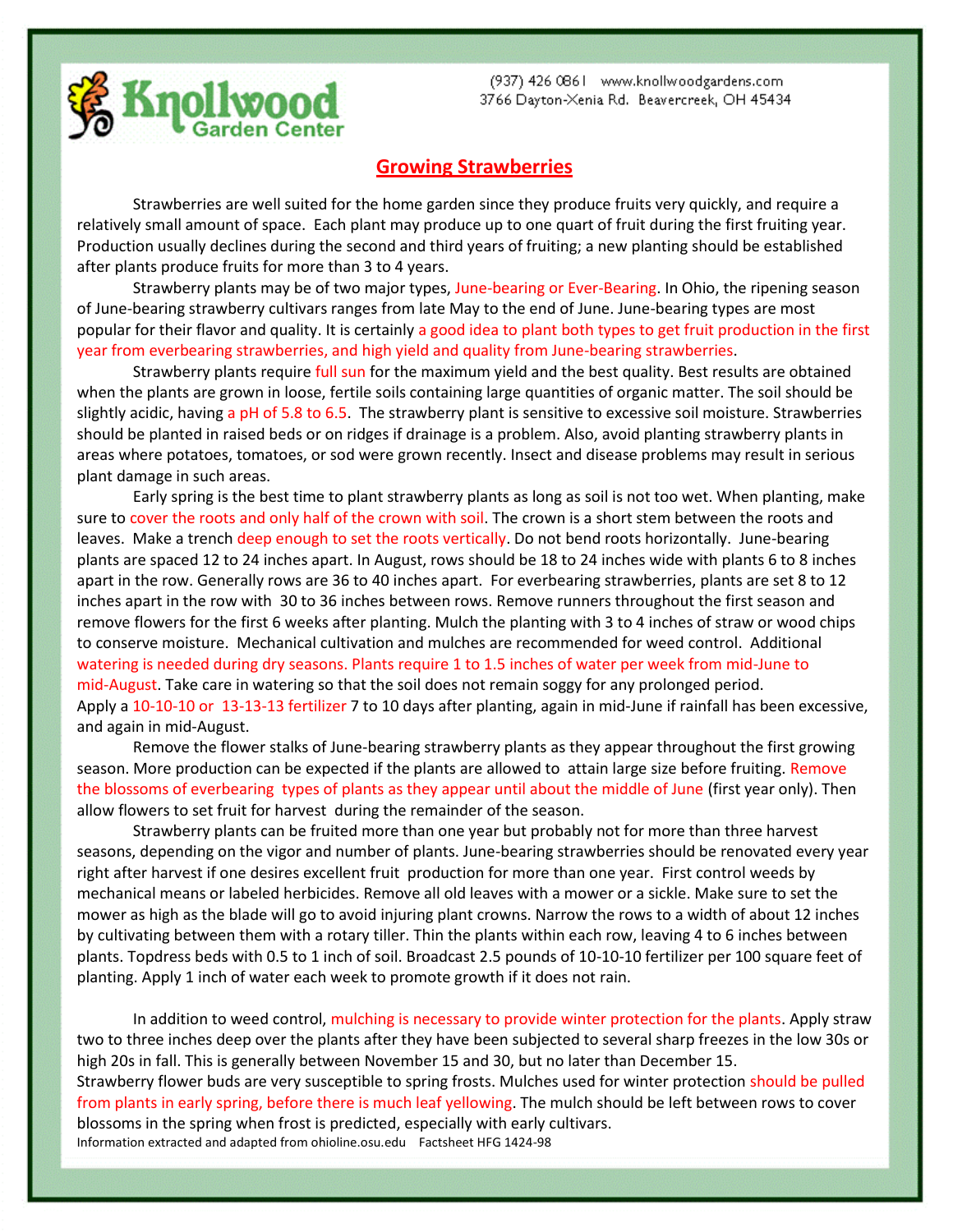Knollwood Garden Center

(937) 426 0861 www.knollwoodgardens.com
3766 Dayton-Xenia Rd. Beavercreek, OH 45434

# Growing Strawberries

Strawberries are well suited for the home garden since they produce fruits very quickly, and require a relatively small amount of space. Each plant may produce up to one quart of fruit during the first fruiting year. Production usually declines during the second and third years of fruiting; a new planting should be established after plants produce fruits for more than 3 to 4 years.

Strawberry plants may be of two major types, June-bearing or Ever-Bearing. In Ohio, the ripening season of June-bearing strawberry cultivars ranges from late May to the end of June. June-bearing types are most popular for their flavor and quality. It is certainly a good idea to plant both types to get fruit production in the first year from everbearing strawberries, and high yield and quality from June-bearing strawberries.

Strawberry plants require full sun for the maximum yield and the best quality. Best results are obtained when the plants are grown in loose, fertile soils containing large quantities of organic matter. The soil should be slightly acidic, having a pH of 5.8 to 6.5. The strawberry plant is sensitive to excessive soil moisture. Strawberries should be planted in raised beds or on ridges if drainage is a problem. Also, avoid planting strawberry plants in areas where potatoes, tomatoes, or sod were grown recently. Insect and disease problems may result in serious plant damage in such areas.

Early spring is the best time to plant strawberry plants as long as soil is not too wet. When planting, make sure to cover the roots and only half of the crown with soil. The crown is a short stem between the roots and leaves. Make a trench deep enough to set the roots vertically. Do not bend roots horizontally. June-bearing plants are spaced 12 to 24 inches apart. In August, rows should be 18 to 24 inches wide with plants 6 to 8 inches apart in the row. Generally rows are 36 to 40 inches apart. For everbearing strawberries, plants are set 8 to 12 inches apart in the row with 30 to 36 inches between rows. Remove runners throughout the first season and remove flowers for the first 6 weeks after planting. Mulch the planting with 3 to 4 inches of straw or wood chips to conserve moisture. Mechanical cultivation and mulches are recommended for weed control. Additional watering is needed during dry seasons. Plants require 1 to 1.5 inches of water per week from mid-June to mid-August. Take care in watering so that the soil does not remain soggy for any prolonged period.
Apply a 10-10-10 or 13-13-13 fertilizer 7 to 10 days after planting, again in mid-June if rainfall has been excessive, and again in mid-August.

Remove the flower stalks of June-bearing strawberry plants as they appear throughout the first growing season. More production can be expected if the plants are allowed to attain large size before fruiting. Remove the blossoms of everbearing types of plants as they appear until about the middle of June (first year only). Then allow flowers to set fruit for harvest during the remainder of the season.

Strawberry plants can be fruited more than one year but probably not for more than three harvest seasons, depending on the vigor and number of plants. June-bearing strawberries should be renovated every year right after harvest if one desires excellent fruit production for more than one year. First control weeds by mechanical means or labeled herbicides. Remove all old leaves with a mower or a sickle. Make sure to set the mower as high as the blade will go to avoid injuring plant crowns. Narrow the rows to a width of about 12 inches by cultivating between them with a rotary tiller. Thin the plants within each row, leaving 4 to 6 inches between plants. Topdress beds with 0.5 to 1 inch of soil. Broadcast 2.5 pounds of 10-10-10 fertilizer per 100 square feet of planting. Apply 1 inch of water each week to promote growth if it does not rain.

In addition to weed control, mulching is necessary to provide winter protection for the plants. Apply straw two to three inches deep over the plants after they have been subjected to several sharp freezes in the low 30s or high 20s in fall. This is generally between November 15 and 30, but no later than December 15.
Strawberry flower buds are very susceptible to spring frosts. Mulches used for winter protection should be pulled from plants in early spring, before there is much leaf yellowing. The mulch should be left between rows to cover blossoms in the spring when frost is predicted, especially with early cultivars.

Information extracted and adapted from ohioline.osu.edu Factsheet HFG 1424-98